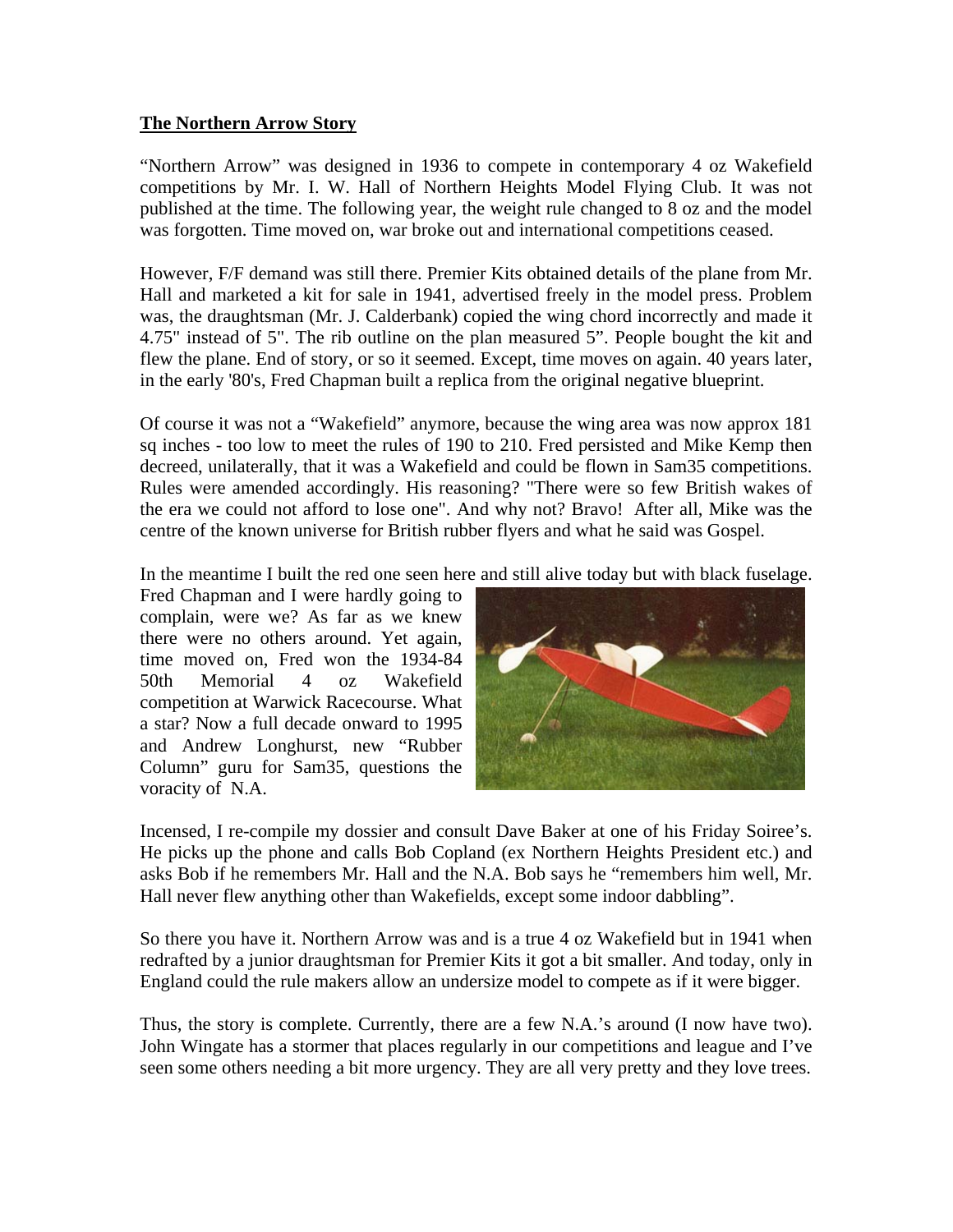## **The Northern Arrow Story**

"Northern Arrow" was designed in 1936 to compete in contemporary 4 oz Wakefield competitions by Mr. I. W. Hall of Northern Heights Model Flying Club. It was not published at the time. The following year, the weight rule changed to 8 oz and the model was forgotten. Time moved on, war broke out and international competitions ceased.

However, F/F demand was still there. Premier Kits obtained details of the plane from Mr. Hall and marketed a kit for sale in 1941, advertised freely in the model press. Problem was, the draughtsman (Mr. J. Calderbank) copied the wing chord incorrectly and made it 4.75" instead of 5". The rib outline on the plan measured 5". People bought the kit and flew the plane. End of story, or so it seemed. Except, time moves on again. 40 years later, in the early '80's, Fred Chapman built a replica from the original negative blueprint.

Of course it was not a "Wakefield" anymore, because the wing area was now approx 181 sq inches - too low to meet the rules of 190 to 210. Fred persisted and Mike Kemp then decreed, unilaterally, that it was a Wakefield and could be flown in Sam35 competitions. Rules were amended accordingly. His reasoning? "There were so few British wakes of the era we could not afford to lose one". And why not? Bravo! After all, Mike was the centre of the known universe for British rubber flyers and what he said was Gospel.

In the meantime I built the red one seen here and still alive today but with black fuselage. Fred Chapman and I were hardly going to complain, were we? As far as we knew there were no others around. Yet again, time moved on, Fred won the 1934-84 50th Memorial 4 oz Wakefield competition at Warwick Racecourse. What a star? Now a full decade onward to 1995 and Andrew Longhurst, new "Rubber Column" guru for Sam35, questions the voracity of N.A.

Incensed, I re-compile my dossier and consult Dave Baker at one of his Friday Soiree's. He picks up the phone and calls Bob Copland (ex Northern Heights President etc.) and asks Bob if he remembers Mr. Hall and the N.A. Bob says he "remembers him well, Mr. Hall never flew anything other than Wakefields, except some indoor dabbling".

So there you have it. Northern Arrow was and is a true 4 oz Wakefield but in 1941 when redrafted by a junior draughtsman for Premier Kits it got a bit smaller. And today, only in England could the rule makers allow an undersize model to compete as if it were bigger.

Thus, the story is complete. Currently, there are a few N.A.'s around (I now have two). John Wingate has a stormer that places regularly in our competitions and league and I've seen some others needing a bit more urgency. They are all very pretty and they love trees.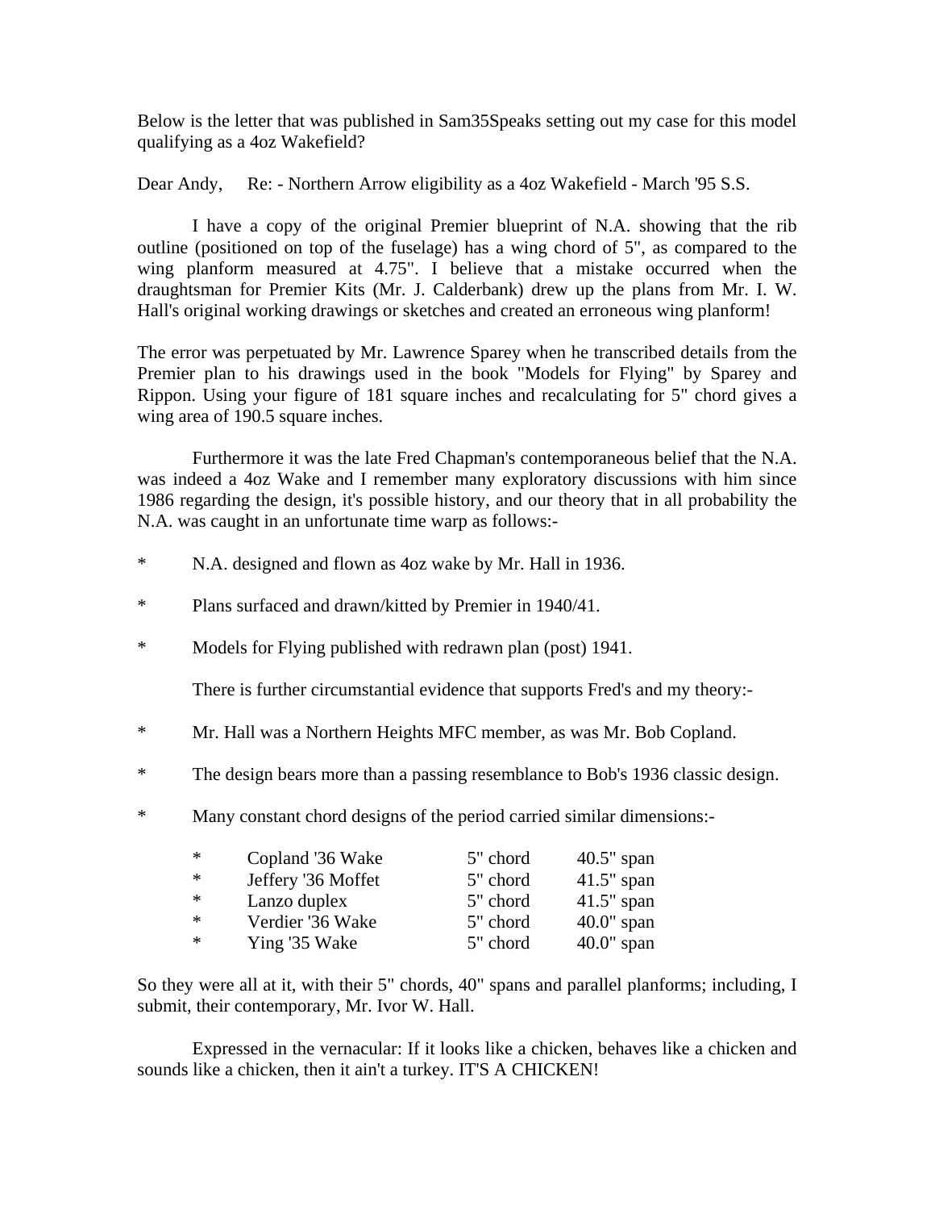Below is the letter that was published in Sam35Speaks setting out my case for this model qualifying as a 4oz Wakefield?

Dear Andy,     Re: - Northern Arrow eligibility as a 4oz Wakefield - March '95 S.S.

I have a copy of the original Premier blueprint of N.A. showing that the rib outline (positioned on top of the fuselage) has a wing chord of 5", as compared to the wing planform measured at 4.75". I believe that a mistake occurred when the draughtsman for Premier Kits (Mr. J. Calderbank) drew up the plans from Mr. I. W. Hall's original working drawings or sketches and created an erroneous wing planform!

The error was perpetuated by Mr. Lawrence Sparey when he transcribed details from the Premier plan to his drawings used in the book "Models for Flying" by Sparey and Rippon. Using your figure of 181 square inches and recalculating for 5" chord gives a wing area of 190.5 square inches.

Furthermore it was the late Fred Chapman's contemporaneous belief that the N.A. was indeed a 4oz Wake and I remember many exploratory discussions with him since 1986 regarding the design, it's possible history, and our theory that in all probability the N.A. was caught in an unfortunate time warp as follows:-

* N.A. designed and flown as 4oz wake by Mr. Hall in 1936.
* Plans surfaced and drawn/kitted by Premier in 1940/41.
* Models for Flying published with redrawn plan (post) 1941.

There is further circumstantial evidence that supports Fred's and my theory:-

* Mr. Hall was a Northern Heights MFC member, as was Mr. Bob Copland.
* The design bears more than a passing resemblance to Bob's 1936 classic design.
* Many constant chord designs of the period carried similar dimensions:-
    * Copland '36 Wake     5" chord     40.5" span
    * Jeffery '36 Moffet     5" chord     41.5" span
    * Lanzo duplex     5" chord     41.5" span
    * Verdier '36 Wake     5" chord     40.0" span
    * Ying '35 Wake     5" chord     40.0" span

So they were all at it, with their 5" chords, 40" spans and parallel planforms; including, I submit, their contemporary, Mr. Ivor W. Hall.

Expressed in the vernacular: If it looks like a chicken, behaves like a chicken and sounds like a chicken, then it ain't a turkey. IT'S A CHICKEN!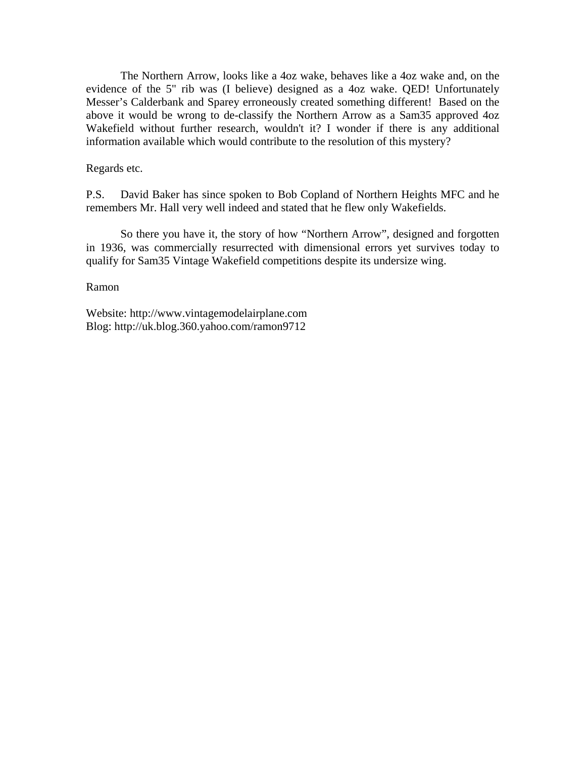The Northern Arrow, looks like a 4oz wake, behaves like a 4oz wake and, on the evidence of the 5" rib was (I believe) designed as a 4oz wake. QED! Unfortunately Messer's Calderbank and Sparey erroneously created something different! Based on the above it would be wrong to de-classify the Northern Arrow as a Sam35 approved 4oz Wakefield without further research, wouldn't it? I wonder if there is any additional information available which would contribute to the resolution of this mystery?

Regards etc.

P.S. David Baker has since spoken to Bob Copland of Northern Heights MFC and he remembers Mr. Hall very well indeed and stated that he flew only Wakefields.

So there you have it, the story of how "Northern Arrow", designed and forgotten in 1936, was commercially resurrected with dimensional errors yet survives today to qualify for Sam35 Vintage Wakefield competitions despite its undersize wing.

Ramon

Website: http://www.vintagemodelairplane.com
Blog: http://uk.blog.360.yahoo.com/ramon9712